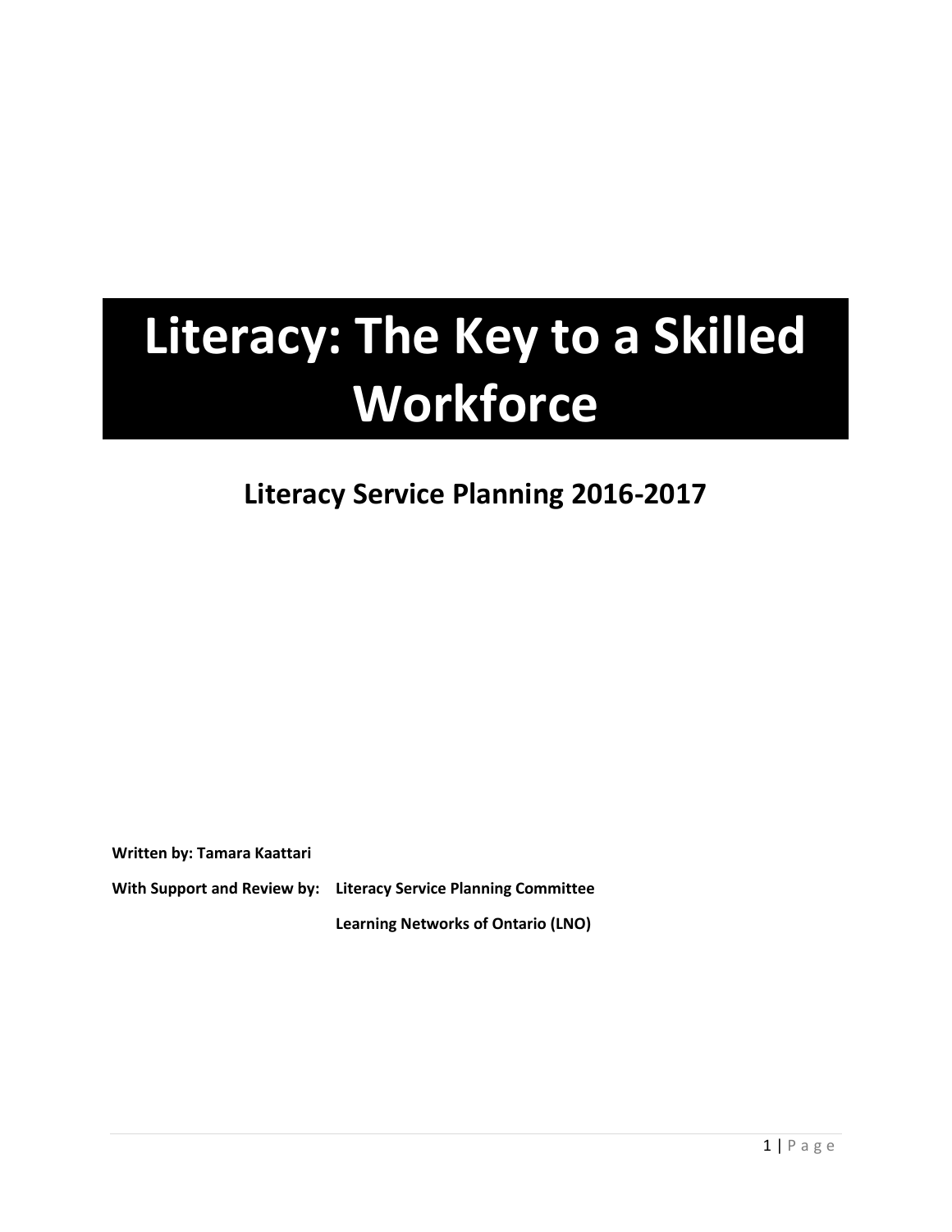# Literacy: The Key to a Skilled Workforce

## Literacy Service Planning 2016-2017

**Written by: Tamara Kaattari**

**With Support and Review by: Literacy Service Planning Committee**

**Learning Networks of Ontario (LNO)**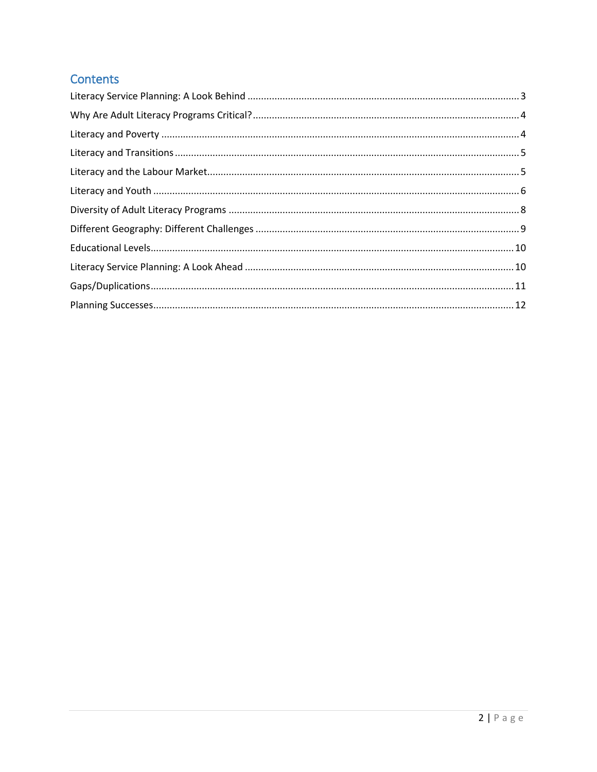## Contents

Literacy Service Planning: A Look Behind ........................................................................................ 3

Why Are Adult Literacy Programs Critical? ....................................................................................... 4

Literacy and Poverty ........................................................................................................................ 4

Literacy and Transitions ................................................................................................................... 5

Literacy and the Labour Market ........................................................................................................ 5

Literacy and Youth ........................................................................................................................... 6

Diversity of Adult Literacy Programs ................................................................................................. 8

Different Geography: Different Challenges ........................................................................................ 9

Educational Levels ......................................................................................................................... 10

Literacy Service Planning: A Look Ahead ......................................................................................... 10

Gaps/Duplications .......................................................................................................................... 11

Planning Successes ......................................................................................................................... 12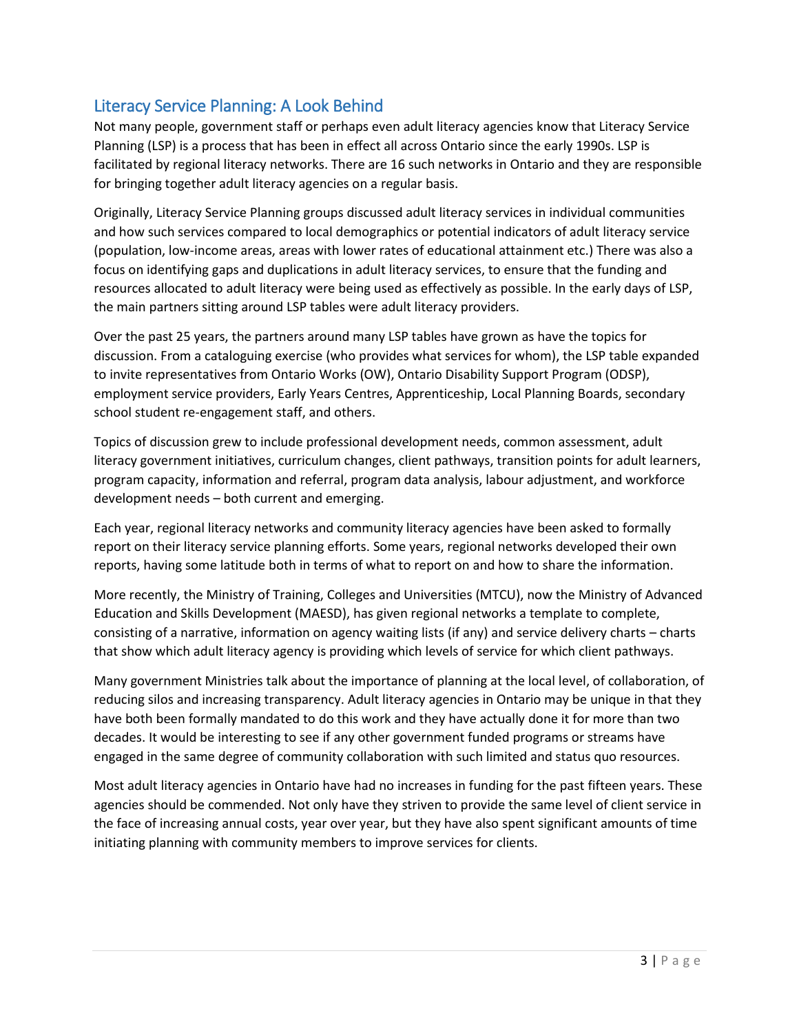## Literacy Service Planning: A Look Behind

Not many people, government staff or perhaps even adult literacy agencies know that Literacy Service Planning (LSP) is a process that has been in effect all across Ontario since the early 1990s. LSP is facilitated by regional literacy networks. There are 16 such networks in Ontario and they are responsible for bringing together adult literacy agencies on a regular basis.

Originally, Literacy Service Planning groups discussed adult literacy services in individual communities and how such services compared to local demographics or potential indicators of adult literacy service (population, low-income areas, areas with lower rates of educational attainment etc.) There was also a focus on identifying gaps and duplications in adult literacy services, to ensure that the funding and resources allocated to adult literacy were being used as effectively as possible. In the early days of LSP, the main partners sitting around LSP tables were adult literacy providers.

Over the past 25 years, the partners around many LSP tables have grown as have the topics for discussion. From a cataloguing exercise (who provides what services for whom), the LSP table expanded to invite representatives from Ontario Works (OW), Ontario Disability Support Program (ODSP), employment service providers, Early Years Centres, Apprenticeship, Local Planning Boards, secondary school student re-engagement staff, and others.

Topics of discussion grew to include professional development needs, common assessment, adult literacy government initiatives, curriculum changes, client pathways, transition points for adult learners, program capacity, information and referral, program data analysis, labour adjustment, and workforce development needs – both current and emerging.

Each year, regional literacy networks and community literacy agencies have been asked to formally report on their literacy service planning efforts. Some years, regional networks developed their own reports, having some latitude both in terms of what to report on and how to share the information.

More recently, the Ministry of Training, Colleges and Universities (MTCU), now the Ministry of Advanced Education and Skills Development (MAESD), has given regional networks a template to complete, consisting of a narrative, information on agency waiting lists (if any) and service delivery charts – charts that show which adult literacy agency is providing which levels of service for which client pathways.

Many government Ministries talk about the importance of planning at the local level, of collaboration, of reducing silos and increasing transparency. Adult literacy agencies in Ontario may be unique in that they have both been formally mandated to do this work and they have actually done it for more than two decades. It would be interesting to see if any other government funded programs or streams have engaged in the same degree of community collaboration with such limited and status quo resources.

Most adult literacy agencies in Ontario have had no increases in funding for the past fifteen years. These agencies should be commended. Not only have they striven to provide the same level of client service in the face of increasing annual costs, year over year, but they have also spent significant amounts of time initiating planning with community members to improve services for clients.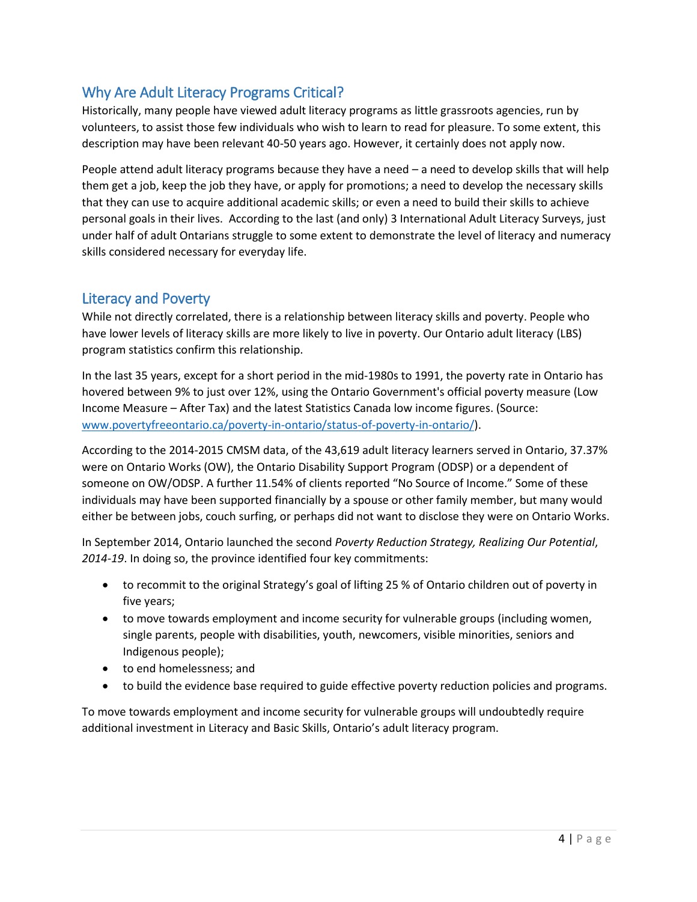## Why Are Adult Literacy Programs Critical?

Historically, many people have viewed adult literacy programs as little grassroots agencies, run by volunteers, to assist those few individuals who wish to learn to read for pleasure. To some extent, this description may have been relevant 40-50 years ago. However, it certainly does not apply now.

People attend adult literacy programs because they have a need – a need to develop skills that will help them get a job, keep the job they have, or apply for promotions; a need to develop the necessary skills that they can use to acquire additional academic skills; or even a need to build their skills to achieve personal goals in their lives. According to the last (and only) 3 International Adult Literacy Surveys, just under half of adult Ontarians struggle to some extent to demonstrate the level of literacy and numeracy skills considered necessary for everyday life.

## Literacy and Poverty

While not directly correlated, there is a relationship between literacy skills and poverty. People who have lower levels of literacy skills are more likely to live in poverty. Our Ontario adult literacy (LBS) program statistics confirm this relationship.

In the last 35 years, except for a short period in the mid-1980s to 1991, the poverty rate in Ontario has hovered between 9% to just over 12%, using the Ontario Government's official poverty measure (Low Income Measure – After Tax) and the latest Statistics Canada low income figures. (Source: [www.povertyfreeontario.ca/poverty-in-ontario/status-of-poverty-in-ontario/](www.povertyfreeontario.ca/poverty-in-ontario/status-of-poverty-in-ontario/)).

According to the 2014-2015 CMSM data, of the 43,619 adult literacy learners served in Ontario, 37.37% were on Ontario Works (OW), the Ontario Disability Support Program (ODSP) or a dependent of someone on OW/ODSP. A further 11.54% of clients reported "No Source of Income." Some of these individuals may have been supported financially by a spouse or other family member, but many would either be between jobs, couch surfing, or perhaps did not want to disclose they were on Ontario Works.

In September 2014, Ontario launched the second *Poverty Reduction Strategy, Realizing Our Potential, 2014-19*. In doing so, the province identified four key commitments:

- to recommit to the original Strategy's goal of lifting 25 % of Ontario children out of poverty in five years;
- to move towards employment and income security for vulnerable groups (including women, single parents, people with disabilities, youth, newcomers, visible minorities, seniors and Indigenous people);
- to end homelessness; and
- to build the evidence base required to guide effective poverty reduction policies and programs.

To move towards employment and income security for vulnerable groups will undoubtedly require additional investment in Literacy and Basic Skills, Ontario's adult literacy program.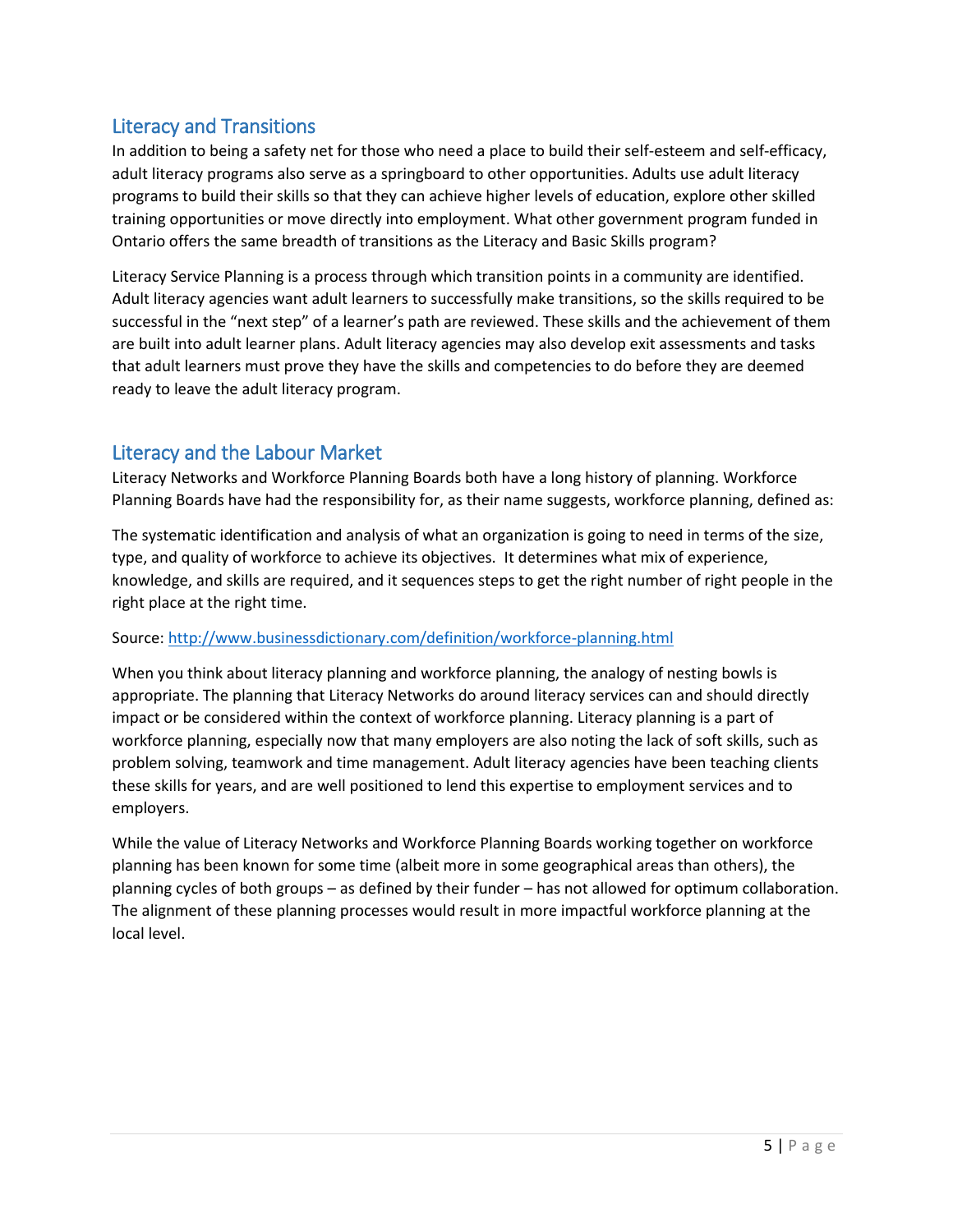## Literacy and Transitions

In addition to being a safety net for those who need a place to build their self-esteem and self-efficacy, adult literacy programs also serve as a springboard to other opportunities. Adults use adult literacy programs to build their skills so that they can achieve higher levels of education, explore other skilled training opportunities or move directly into employment. What other government program funded in Ontario offers the same breadth of transitions as the Literacy and Basic Skills program?

Literacy Service Planning is a process through which transition points in a community are identified. Adult literacy agencies want adult learners to successfully make transitions, so the skills required to be successful in the "next step" of a learner's path are reviewed. These skills and the achievement of them are built into adult learner plans. Adult literacy agencies may also develop exit assessments and tasks that adult learners must prove they have the skills and competencies to do before they are deemed ready to leave the adult literacy program.

## Literacy and the Labour Market

Literacy Networks and Workforce Planning Boards both have a long history of planning. Workforce Planning Boards have had the responsibility for, as their name suggests, workforce planning, defined as:

The systematic identification and analysis of what an organization is going to need in terms of the size, type, and quality of workforce to achieve its objectives. It determines what mix of experience, knowledge, and skills are required, and it sequences steps to get the right number of right people in the right place at the right time.

Source: [http://www.businessdictionary.com/definition/workforce-planning.html](http://www.businessdictionary.com/definition/workforce-planning.html)

When you think about literacy planning and workforce planning, the analogy of nesting bowls is appropriate. The planning that Literacy Networks do around literacy services can and should directly impact or be considered within the context of workforce planning. Literacy planning is a part of workforce planning, especially now that many employers are also noting the lack of soft skills, such as problem solving, teamwork and time management. Adult literacy agencies have been teaching clients these skills for years, and are well positioned to lend this expertise to employment services and to employers.

While the value of Literacy Networks and Workforce Planning Boards working together on workforce planning has been known for some time (albeit more in some geographical areas than others), the planning cycles of both groups – as defined by their funder – has not allowed for optimum collaboration. The alignment of these planning processes would result in more impactful workforce planning at the local level.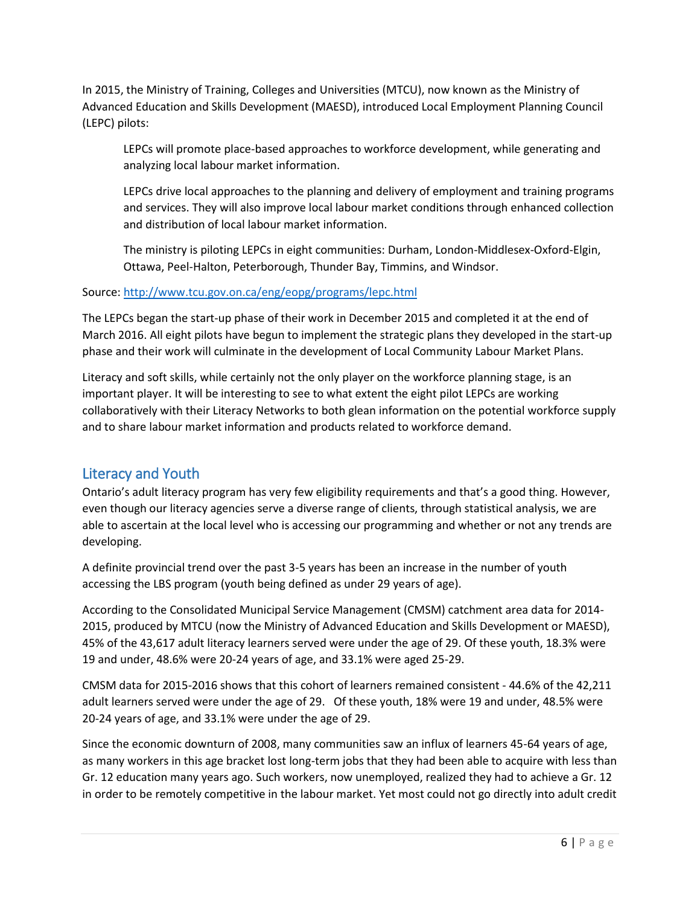In 2015, the Ministry of Training, Colleges and Universities (MTCU), now known as the Ministry of Advanced Education and Skills Development (MAESD), introduced Local Employment Planning Council (LEPC) pilots:

> LEPCs will promote place-based approaches to workforce development, while generating and analyzing local labour market information.
>
> LEPCs drive local approaches to the planning and delivery of employment and training programs and services. They will also improve local labour market conditions through enhanced collection and distribution of local labour market information.
>
> The ministry is piloting LEPCs in eight communities: Durham, London-Middlesex-Oxford-Elgin, Ottawa, Peel-Halton, Peterborough, Thunder Bay, Timmins, and Windsor.

Source: [http://www.tcu.gov.on.ca/eng/eopg/programs/lepc.html](http://www.tcu.gov.on.ca/eng/eopg/programs/lepc.html)

The LEPCs began the start-up phase of their work in December 2015 and completed it at the end of March 2016. All eight pilots have begun to implement the strategic plans they developed in the start-up phase and their work will culminate in the development of Local Community Labour Market Plans.

Literacy and soft skills, while certainly not the only player on the workforce planning stage, is an important player. It will be interesting to see to what extent the eight pilot LEPCs are working collaboratively with their Literacy Networks to both glean information on the potential workforce supply and to share labour market information and products related to workforce demand.

## Literacy and Youth

Ontario's adult literacy program has very few eligibility requirements and that's a good thing. However, even though our literacy agencies serve a diverse range of clients, through statistical analysis, we are able to ascertain at the local level who is accessing our programming and whether or not any trends are developing.

A definite provincial trend over the past 3-5 years has been an increase in the number of youth accessing the LBS program (youth being defined as under 29 years of age).

According to the Consolidated Municipal Service Management (CMSM) catchment area data for 2014-2015, produced by MTCU (now the Ministry of Advanced Education and Skills Development or MAESD), 45% of the 43,617 adult literacy learners served were under the age of 29. Of these youth, 18.3% were 19 and under, 48.6% were 20-24 years of age, and 33.1% were aged 25-29.

CMSM data for 2015-2016 shows that this cohort of learners remained consistent - 44.6% of the 42,211 adult learners served were under the age of 29. Of these youth, 18% were 19 and under, 48.5% were 20-24 years of age, and 33.1% were under the age of 29.

Since the economic downturn of 2008, many communities saw an influx of learners 45-64 years of age, as many workers in this age bracket lost long-term jobs that they had been able to acquire with less than Gr. 12 education many years ago. Such workers, now unemployed, realized they had to achieve a Gr. 12 in order to be remotely competitive in the labour market. Yet most could not go directly into adult credit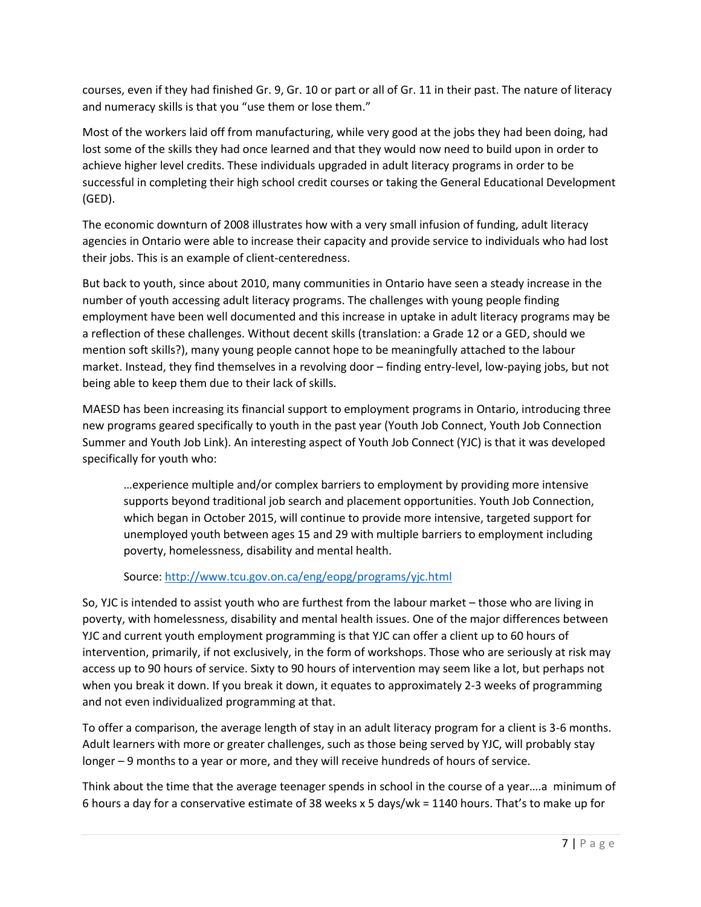courses, even if they had finished Gr. 9, Gr. 10 or part or all of Gr. 11 in their past. The nature of literacy and numeracy skills is that you "use them or lose them."

Most of the workers laid off from manufacturing, while very good at the jobs they had been doing, had lost some of the skills they had once learned and that they would now need to build upon in order to achieve higher level credits. These individuals upgraded in adult literacy programs in order to be successful in completing their high school credit courses or taking the General Educational Development (GED).

The economic downturn of 2008 illustrates how with a very small infusion of funding, adult literacy agencies in Ontario were able to increase their capacity and provide service to individuals who had lost their jobs. This is an example of client-centeredness.

But back to youth, since about 2010, many communities in Ontario have seen a steady increase in the number of youth accessing adult literacy programs. The challenges with young people finding employment have been well documented and this increase in uptake in adult literacy programs may be a reflection of these challenges. Without decent skills (translation: a Grade 12 or a GED, should we mention soft skills?), many young people cannot hope to be meaningfully attached to the labour market. Instead, they find themselves in a revolving door – finding entry-level, low-paying jobs, but not being able to keep them due to their lack of skills.

MAESD has been increasing its financial support to employment programs in Ontario, introducing three new programs geared specifically to youth in the past year (Youth Job Connect, Youth Job Connection Summer and Youth Job Link). An interesting aspect of Youth Job Connect (YJC) is that it was developed specifically for youth who:

> …experience multiple and/or complex barriers to employment by providing more intensive supports beyond traditional job search and placement opportunities. Youth Job Connection, which began in October 2015, will continue to provide more intensive, targeted support for unemployed youth between ages 15 and 29 with multiple barriers to employment including poverty, homelessness, disability and mental health.
>
> Source: http://www.tcu.gov.on.ca/eng/eopg/programs/yjc.html

So, YJC is intended to assist youth who are furthest from the labour market – those who are living in poverty, with homelessness, disability and mental health issues. One of the major differences between YJC and current youth employment programming is that YJC can offer a client up to 60 hours of intervention, primarily, if not exclusively, in the form of workshops. Those who are seriously at risk may access up to 90 hours of service. Sixty to 90 hours of intervention may seem like a lot, but perhaps not when you break it down. If you break it down, it equates to approximately 2-3 weeks of programming and not even individualized programming at that.

To offer a comparison, the average length of stay in an adult literacy program for a client is 3-6 months. Adult learners with more or greater challenges, such as those being served by YJC, will probably stay longer – 9 months to a year or more, and they will receive hundreds of hours of service.

Think about the time that the average teenager spends in school in the course of a year….a minimum of 6 hours a day for a conservative estimate of 38 weeks x 5 days/wk = 1140 hours. That's to make up for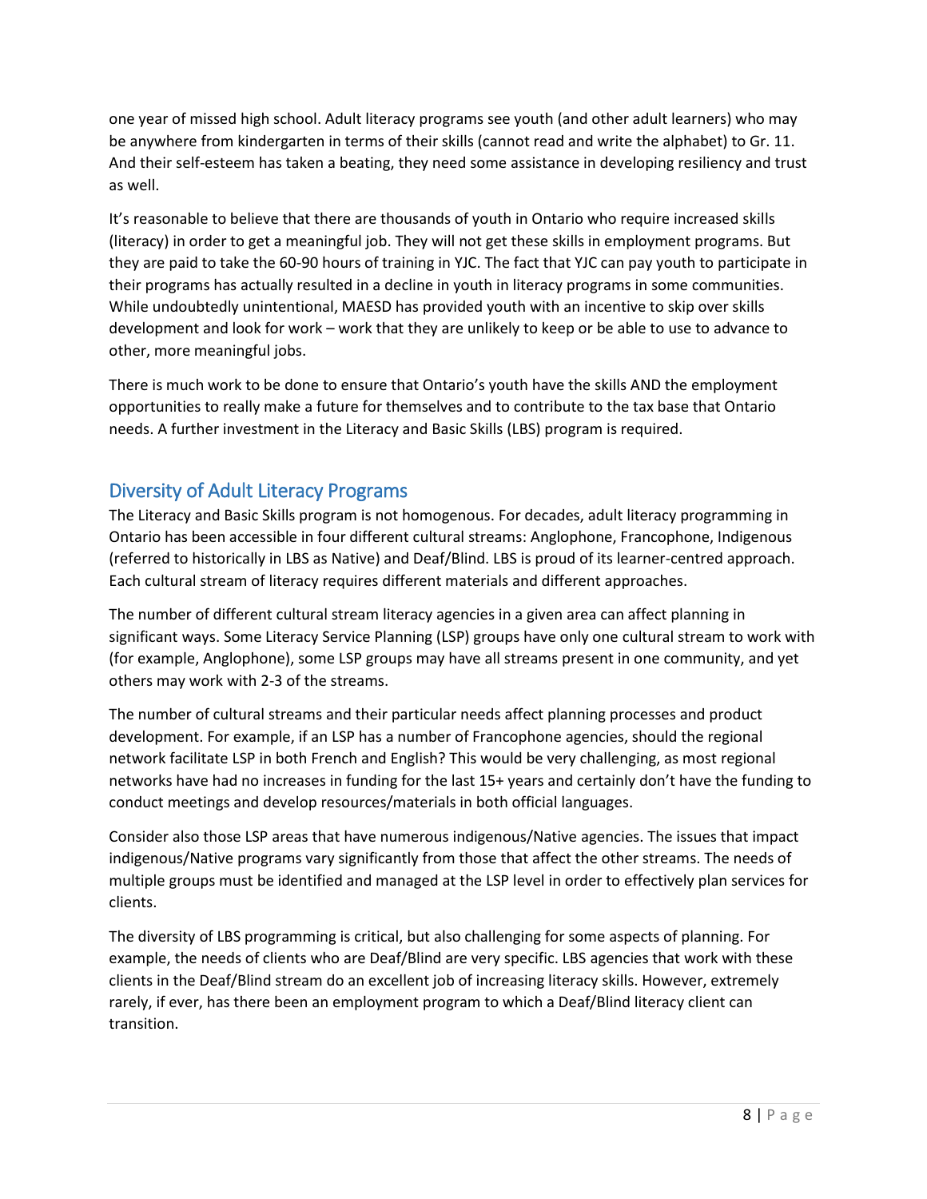one year of missed high school. Adult literacy programs see youth (and other adult learners) who may be anywhere from kindergarten in terms of their skills (cannot read and write the alphabet) to Gr. 11. And their self-esteem has taken a beating, they need some assistance in developing resiliency and trust as well.

It's reasonable to believe that there are thousands of youth in Ontario who require increased skills (literacy) in order to get a meaningful job. They will not get these skills in employment programs. But they are paid to take the 60-90 hours of training in YJC. The fact that YJC can pay youth to participate in their programs has actually resulted in a decline in youth in literacy programs in some communities. While undoubtedly unintentional, MAESD has provided youth with an incentive to skip over skills development and look for work – work that they are unlikely to keep or be able to use to advance to other, more meaningful jobs.

There is much work to be done to ensure that Ontario's youth have the skills AND the employment opportunities to really make a future for themselves and to contribute to the tax base that Ontario needs. A further investment in the Literacy and Basic Skills (LBS) program is required.

## Diversity of Adult Literacy Programs

The Literacy and Basic Skills program is not homogenous. For decades, adult literacy programming in Ontario has been accessible in four different cultural streams: Anglophone, Francophone, Indigenous (referred to historically in LBS as Native) and Deaf/Blind. LBS is proud of its learner-centred approach. Each cultural stream of literacy requires different materials and different approaches.

The number of different cultural stream literacy agencies in a given area can affect planning in significant ways. Some Literacy Service Planning (LSP) groups have only one cultural stream to work with (for example, Anglophone), some LSP groups may have all streams present in one community, and yet others may work with 2-3 of the streams.

The number of cultural streams and their particular needs affect planning processes and product development. For example, if an LSP has a number of Francophone agencies, should the regional network facilitate LSP in both French and English? This would be very challenging, as most regional networks have had no increases in funding for the last 15+ years and certainly don't have the funding to conduct meetings and develop resources/materials in both official languages.

Consider also those LSP areas that have numerous indigenous/Native agencies. The issues that impact indigenous/Native programs vary significantly from those that affect the other streams. The needs of multiple groups must be identified and managed at the LSP level in order to effectively plan services for clients.

The diversity of LBS programming is critical, but also challenging for some aspects of planning. For example, the needs of clients who are Deaf/Blind are very specific. LBS agencies that work with these clients in the Deaf/Blind stream do an excellent job of increasing literacy skills. However, extremely rarely, if ever, has there been an employment program to which a Deaf/Blind literacy client can transition.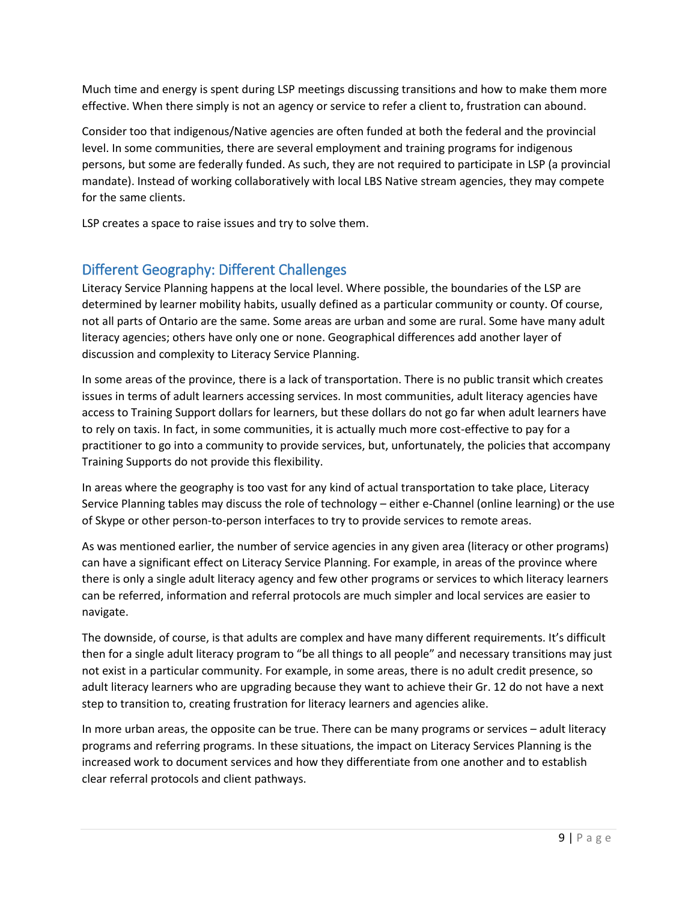Much time and energy is spent during LSP meetings discussing transitions and how to make them more effective. When there simply is not an agency or service to refer a client to, frustration can abound.

Consider too that indigenous/Native agencies are often funded at both the federal and the provincial level. In some communities, there are several employment and training programs for indigenous persons, but some are federally funded. As such, they are not required to participate in LSP (a provincial mandate). Instead of working collaboratively with local LBS Native stream agencies, they may compete for the same clients.

LSP creates a space to raise issues and try to solve them.

## Different Geography: Different Challenges

Literacy Service Planning happens at the local level. Where possible, the boundaries of the LSP are determined by learner mobility habits, usually defined as a particular community or county. Of course, not all parts of Ontario are the same. Some areas are urban and some are rural. Some have many adult literacy agencies; others have only one or none. Geographical differences add another layer of discussion and complexity to Literacy Service Planning.

In some areas of the province, there is a lack of transportation. There is no public transit which creates issues in terms of adult learners accessing services. In most communities, adult literacy agencies have access to Training Support dollars for learners, but these dollars do not go far when adult learners have to rely on taxis. In fact, in some communities, it is actually much more cost-effective to pay for a practitioner to go into a community to provide services, but, unfortunately, the policies that accompany Training Supports do not provide this flexibility.

In areas where the geography is too vast for any kind of actual transportation to take place, Literacy Service Planning tables may discuss the role of technology – either e-Channel (online learning) or the use of Skype or other person-to-person interfaces to try to provide services to remote areas.

As was mentioned earlier, the number of service agencies in any given area (literacy or other programs) can have a significant effect on Literacy Service Planning. For example, in areas of the province where there is only a single adult literacy agency and few other programs or services to which literacy learners can be referred, information and referral protocols are much simpler and local services are easier to navigate.

The downside, of course, is that adults are complex and have many different requirements. It's difficult then for a single adult literacy program to "be all things to all people" and necessary transitions may just not exist in a particular community. For example, in some areas, there is no adult credit presence, so adult literacy learners who are upgrading because they want to achieve their Gr. 12 do not have a next step to transition to, creating frustration for literacy learners and agencies alike.

In more urban areas, the opposite can be true. There can be many programs or services – adult literacy programs and referring programs. In these situations, the impact on Literacy Services Planning is the increased work to document services and how they differentiate from one another and to establish clear referral protocols and client pathways.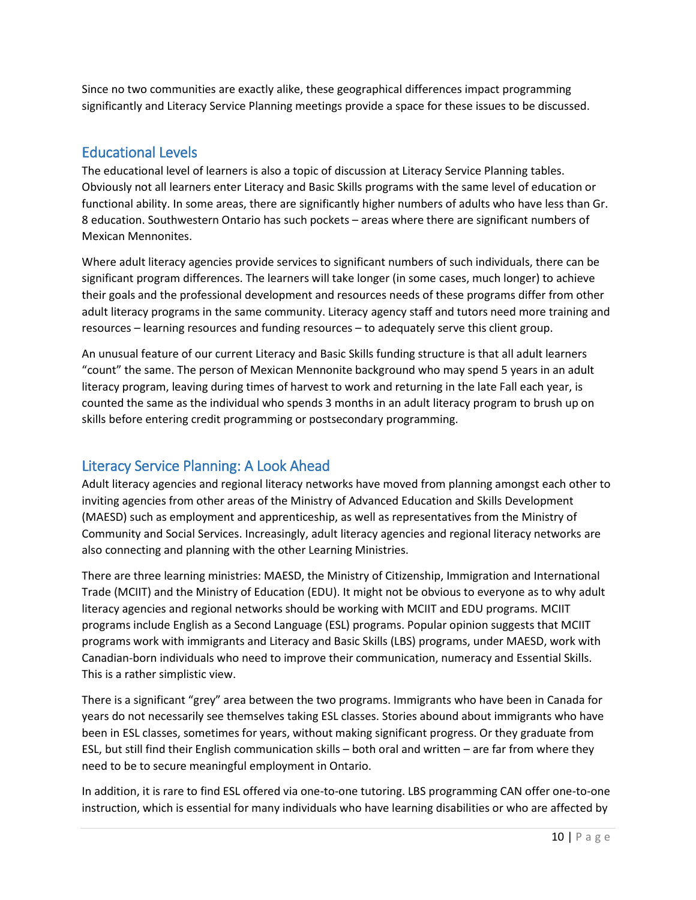Since no two communities are exactly alike, these geographical differences impact programming significantly and Literacy Service Planning meetings provide a space for these issues to be discussed.

## Educational Levels

The educational level of learners is also a topic of discussion at Literacy Service Planning tables. Obviously not all learners enter Literacy and Basic Skills programs with the same level of education or functional ability. In some areas, there are significantly higher numbers of adults who have less than Gr. 8 education. Southwestern Ontario has such pockets – areas where there are significant numbers of Mexican Mennonites.

Where adult literacy agencies provide services to significant numbers of such individuals, there can be significant program differences. The learners will take longer (in some cases, much longer) to achieve their goals and the professional development and resources needs of these programs differ from other adult literacy programs in the same community. Literacy agency staff and tutors need more training and resources – learning resources and funding resources – to adequately serve this client group.

An unusual feature of our current Literacy and Basic Skills funding structure is that all adult learners "count" the same. The person of Mexican Mennonite background who may spend 5 years in an adult literacy program, leaving during times of harvest to work and returning in the late Fall each year, is counted the same as the individual who spends 3 months in an adult literacy program to brush up on skills before entering credit programming or postsecondary programming.

## Literacy Service Planning: A Look Ahead

Adult literacy agencies and regional literacy networks have moved from planning amongst each other to inviting agencies from other areas of the Ministry of Advanced Education and Skills Development (MAESD) such as employment and apprenticeship, as well as representatives from the Ministry of Community and Social Services. Increasingly, adult literacy agencies and regional literacy networks are also connecting and planning with the other Learning Ministries.

There are three learning ministries: MAESD, the Ministry of Citizenship, Immigration and International Trade (MCIIT) and the Ministry of Education (EDU). It might not be obvious to everyone as to why adult literacy agencies and regional networks should be working with MCIIT and EDU programs. MCIIT programs include English as a Second Language (ESL) programs. Popular opinion suggests that MCIIT programs work with immigrants and Literacy and Basic Skills (LBS) programs, under MAESD, work with Canadian-born individuals who need to improve their communication, numeracy and Essential Skills. This is a rather simplistic view.

There is a significant "grey" area between the two programs. Immigrants who have been in Canada for years do not necessarily see themselves taking ESL classes. Stories abound about immigrants who have been in ESL classes, sometimes for years, without making significant progress. Or they graduate from ESL, but still find their English communication skills – both oral and written – are far from where they need to be to secure meaningful employment in Ontario.

In addition, it is rare to find ESL offered via one-to-one tutoring. LBS programming CAN offer one-to-one instruction, which is essential for many individuals who have learning disabilities or who are affected by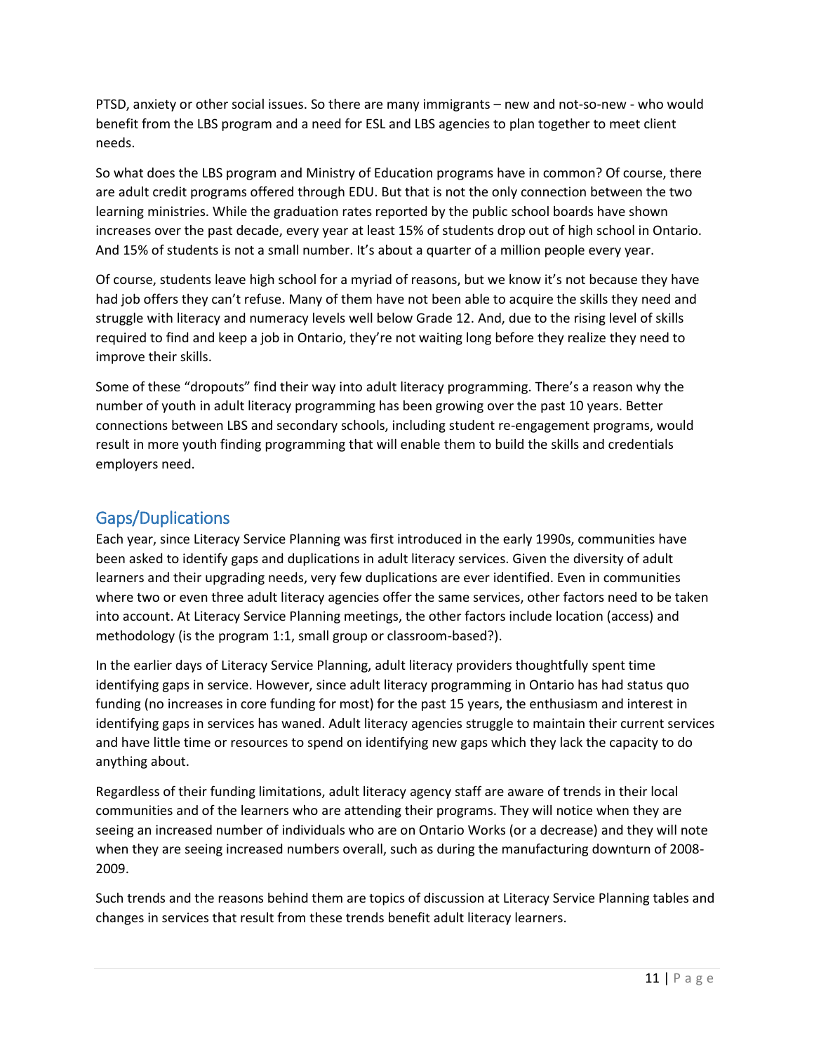PTSD, anxiety or other social issues. So there are many immigrants – new and not-so-new - who would benefit from the LBS program and a need for ESL and LBS agencies to plan together to meet client needs.

So what does the LBS program and Ministry of Education programs have in common? Of course, there are adult credit programs offered through EDU. But that is not the only connection between the two learning ministries. While the graduation rates reported by the public school boards have shown increases over the past decade, every year at least 15% of students drop out of high school in Ontario. And 15% of students is not a small number. It's about a quarter of a million people every year.

Of course, students leave high school for a myriad of reasons, but we know it's not because they have had job offers they can't refuse. Many of them have not been able to acquire the skills they need and struggle with literacy and numeracy levels well below Grade 12. And, due to the rising level of skills required to find and keep a job in Ontario, they're not waiting long before they realize they need to improve their skills.

Some of these "dropouts" find their way into adult literacy programming. There's a reason why the number of youth in adult literacy programming has been growing over the past 10 years. Better connections between LBS and secondary schools, including student re-engagement programs, would result in more youth finding programming that will enable them to build the skills and credentials employers need.

## Gaps/Duplications

Each year, since Literacy Service Planning was first introduced in the early 1990s, communities have been asked to identify gaps and duplications in adult literacy services. Given the diversity of adult learners and their upgrading needs, very few duplications are ever identified. Even in communities where two or even three adult literacy agencies offer the same services, other factors need to be taken into account. At Literacy Service Planning meetings, the other factors include location (access) and methodology (is the program 1:1, small group or classroom-based?).

In the earlier days of Literacy Service Planning, adult literacy providers thoughtfully spent time identifying gaps in service. However, since adult literacy programming in Ontario has had status quo funding (no increases in core funding for most) for the past 15 years, the enthusiasm and interest in identifying gaps in services has waned. Adult literacy agencies struggle to maintain their current services and have little time or resources to spend on identifying new gaps which they lack the capacity to do anything about.

Regardless of their funding limitations, adult literacy agency staff are aware of trends in their local communities and of the learners who are attending their programs. They will notice when they are seeing an increased number of individuals who are on Ontario Works (or a decrease) and they will note when they are seeing increased numbers overall, such as during the manufacturing downturn of 2008-2009.

Such trends and the reasons behind them are topics of discussion at Literacy Service Planning tables and changes in services that result from these trends benefit adult literacy learners.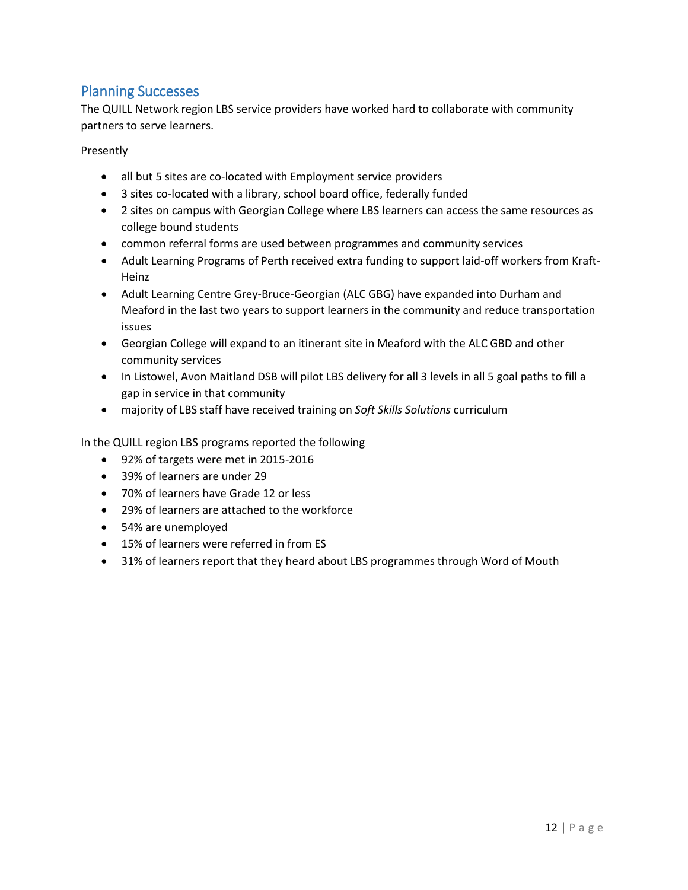## Planning Successes

The QUILL Network region LBS service providers have worked hard to collaborate with community partners to serve learners.

Presently

- all but 5 sites are co-located with Employment service providers
- 3 sites co-located with a library, school board office, federally funded
- 2 sites on campus with Georgian College where LBS learners can access the same resources as college bound students
- common referral forms are used between programmes and community services
- Adult Learning Programs of Perth received extra funding to support laid-off workers from Kraft-Heinz
- Adult Learning Centre Grey-Bruce-Georgian (ALC GBG) have expanded into Durham and Meaford in the last two years to support learners in the community and reduce transportation issues
- Georgian College will expand to an itinerant site in Meaford with the ALC GBD and other community services
- In Listowel, Avon Maitland DSB will pilot LBS delivery for all 3 levels in all 5 goal paths to fill a gap in service in that community
- majority of LBS staff have received training on *Soft Skills Solutions* curriculum

In the QUILL region LBS programs reported the following

- 92% of targets were met in 2015-2016
- 39% of learners are under 29
- 70% of learners have Grade 12 or less
- 29% of learners are attached to the workforce
- 54% are unemployed
- 15% of learners were referred in from ES
- 31% of learners report that they heard about LBS programmes through Word of Mouth